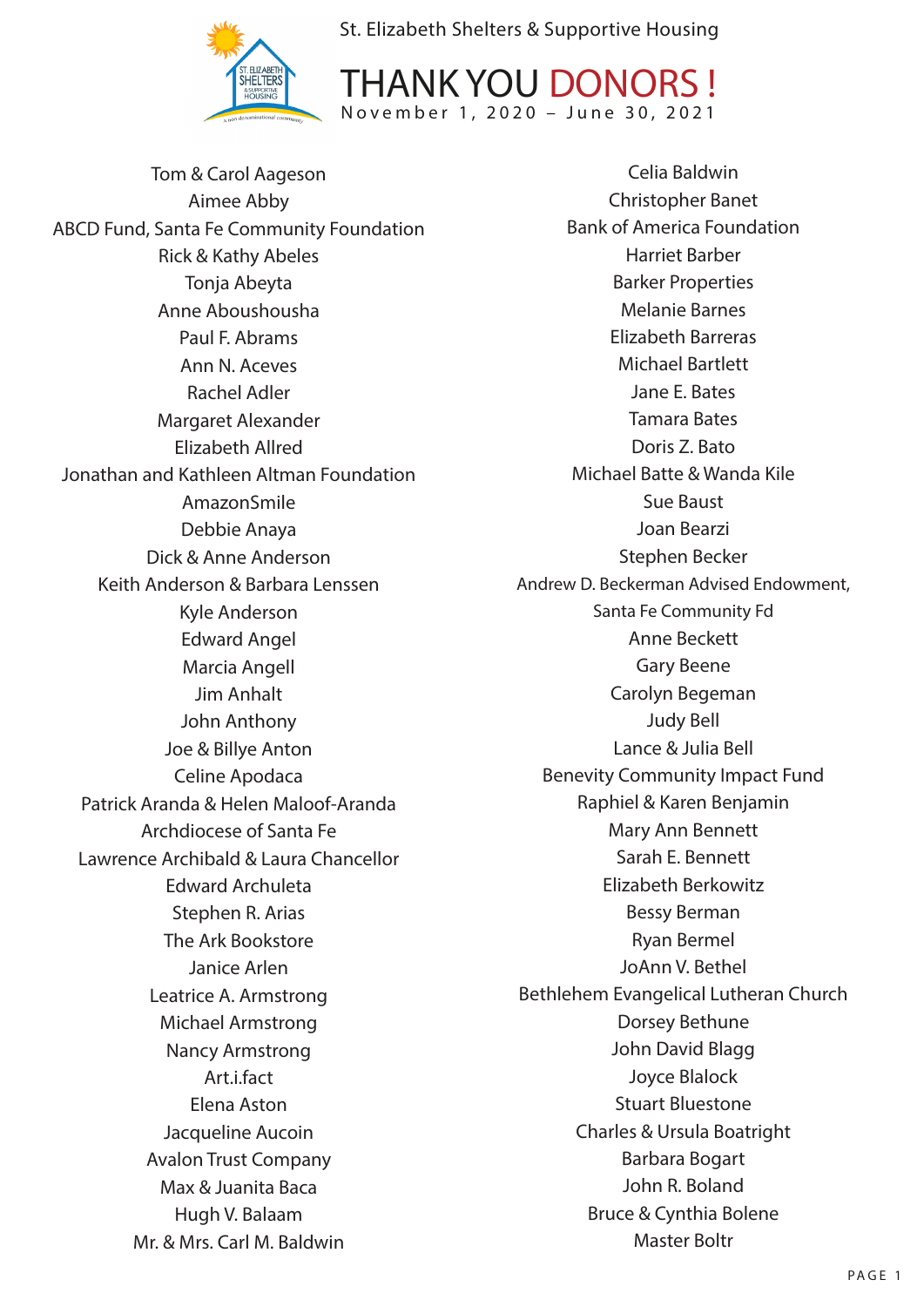St. Elizabeth Shelters & Supportive Housing

# THANK YOU DONORS !

November 1, 2020 – June 30, 2021

Tom & Carol Aageson
Aimee Abby
ABCD Fund, Santa Fe Community Foundation
Rick & Kathy Abeles
Tonja Abeyta
Anne Aboushousha
Paul F. Abrams
Ann N. Aceves
Rachel Adler
Margaret Alexander
Elizabeth Allred
Jonathan and Kathleen Altman Foundation
AmazonSmile
Debbie Anaya
Dick & Anne Anderson
Keith Anderson & Barbara Lenssen
Kyle Anderson
Edward Angel
Marcia Angell
Jim Anhalt
John Anthony
Joe & Billye Anton
Celine Apodaca
Patrick Aranda & Helen Maloof-Aranda
Archdiocese of Santa Fe
Lawrence Archibald & Laura Chancellor
Edward Archuleta
Stephen R. Arias
The Ark Bookstore
Janice Arlen
Leatrice A. Armstrong
Michael Armstrong
Nancy Armstrong
Art.i.fact
Elena Aston
Jacqueline Aucoin
Avalon Trust Company
Max & Juanita Baca
Hugh V. Balaam
Mr. & Mrs. Carl M. Baldwin
Celia Baldwin
Christopher Banet
Bank of America Foundation
Harriet Barber
Barker Properties
Melanie Barnes
Elizabeth Barreras
Michael Bartlett
Jane E. Bates
Tamara Bates
Doris Z. Bato
Michael Batte & Wanda Kile
Sue Baust
Joan Bearzi
Stephen Becker
Andrew D. Beckerman Advised Endowment, Santa Fe Community Fd
Anne Beckett
Gary Beene
Carolyn Begeman
Judy Bell
Lance & Julia Bell
Benevity Community Impact Fund
Raphiel & Karen Benjamin
Mary Ann Bennett
Sarah E. Bennett
Elizabeth Berkowitz
Bessy Berman
Ryan Bermel
JoAnn V. Bethel
Bethlehem Evangelical Lutheran Church
Dorsey Bethune
John David Blagg
Joyce Blalock
Stuart Bluestone
Charles & Ursula Boatright
Barbara Bogart
John R. Boland
Bruce & Cynthia Bolene
Master Boltr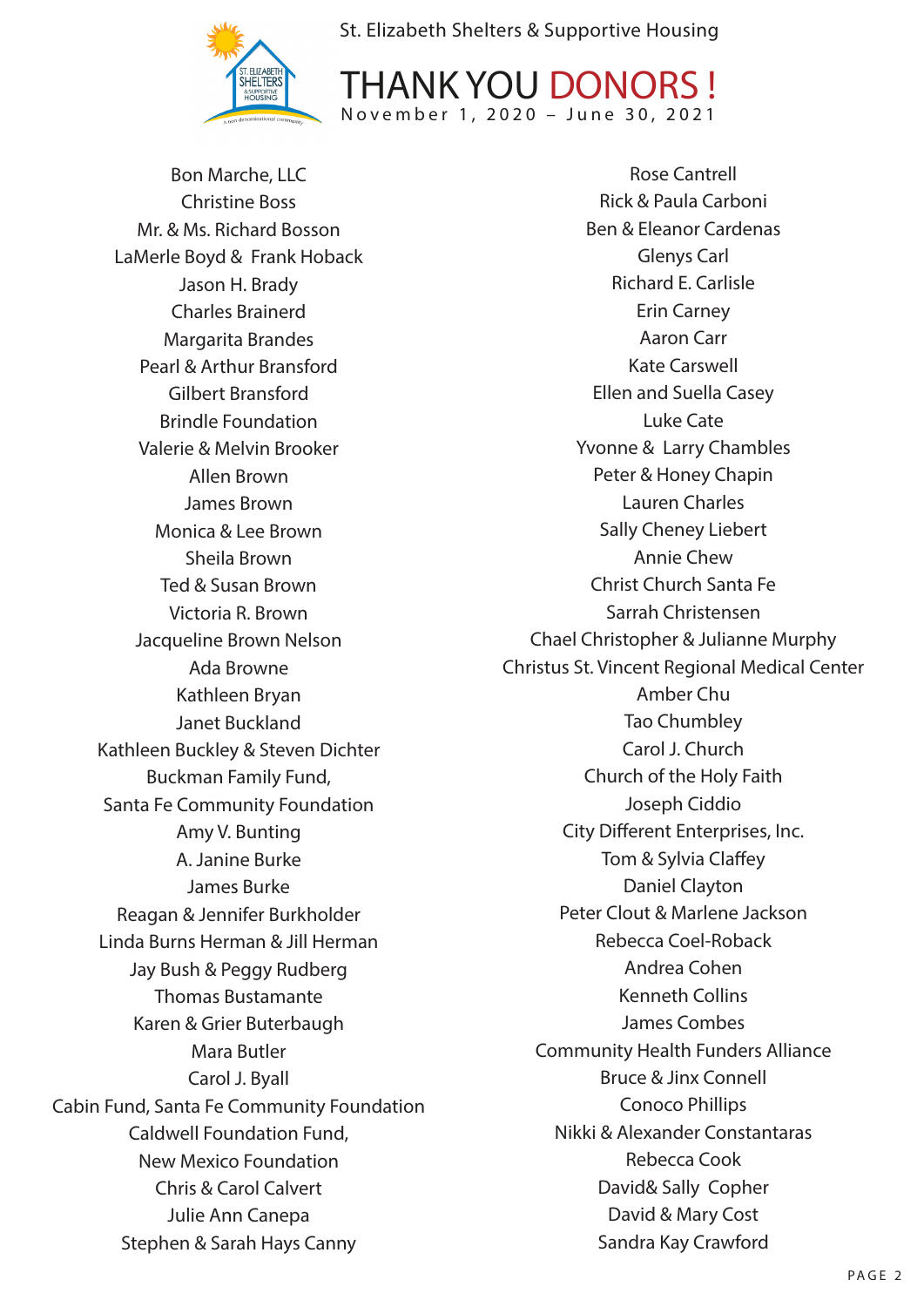St. Elizabeth Shelters & Supportive Housing

# THANK YOU DONORS !

November 1, 2020 – June 30, 2021

Bon Marche, LLC
Christine Boss
Mr. & Ms. Richard Bosson
LaMerle Boyd & Frank Hoback
Jason H. Brady
Charles Brainerd
Margarita Brandes
Pearl & Arthur Bransford
Gilbert Bransford
Brindle Foundation
Valerie & Melvin Brooker
Allen Brown
James Brown
Monica & Lee Brown
Sheila Brown
Ted & Susan Brown
Victoria R. Brown
Jacqueline Brown Nelson
Ada Browne
Kathleen Bryan
Janet Buckland
Kathleen Buckley & Steven Dichter
Buckman Family Fund,
Santa Fe Community Foundation
Amy V. Bunting
A. Janine Burke
James Burke
Reagan & Jennifer Burkholder
Linda Burns Herman & Jill Herman
Jay Bush & Peggy Rudberg
Thomas Bustamante
Karen & Grier Buterbaugh
Mara Butler
Carol J. Byall
Cabin Fund, Santa Fe Community Foundation
Caldwell Foundation Fund,
New Mexico Foundation
Chris & Carol Calvert
Julie Ann Canepa
Stephen & Sarah Hays Canny

Rose Cantrell
Rick & Paula Carboni
Ben & Eleanor Cardenas
Glenys Carl
Richard E. Carlisle
Erin Carney
Aaron Carr
Kate Carswell
Ellen and Suella Casey
Luke Cate
Yvonne & Larry Chambles
Peter & Honey Chapin
Lauren Charles
Sally Cheney Liebert
Annie Chew
Christ Church Santa Fe
Sarrah Christensen
Chael Christopher & Julianne Murphy
Christus St. Vincent Regional Medical Center
Amber Chu
Tao Chumbley
Carol J. Church
Church of the Holy Faith
Joseph Ciddio
City Different Enterprises, Inc.
Tom & Sylvia Claffey
Daniel Clayton
Peter Clout & Marlene Jackson
Rebecca Coel-Roback
Andrea Cohen
Kenneth Collins
James Combes
Community Health Funders Alliance
Bruce & Jinx Connell
Conoco Phillips
Nikki & Alexander Constantaras
Rebecca Cook
David& Sally Copher
David & Mary Cost
Sandra Kay Crawford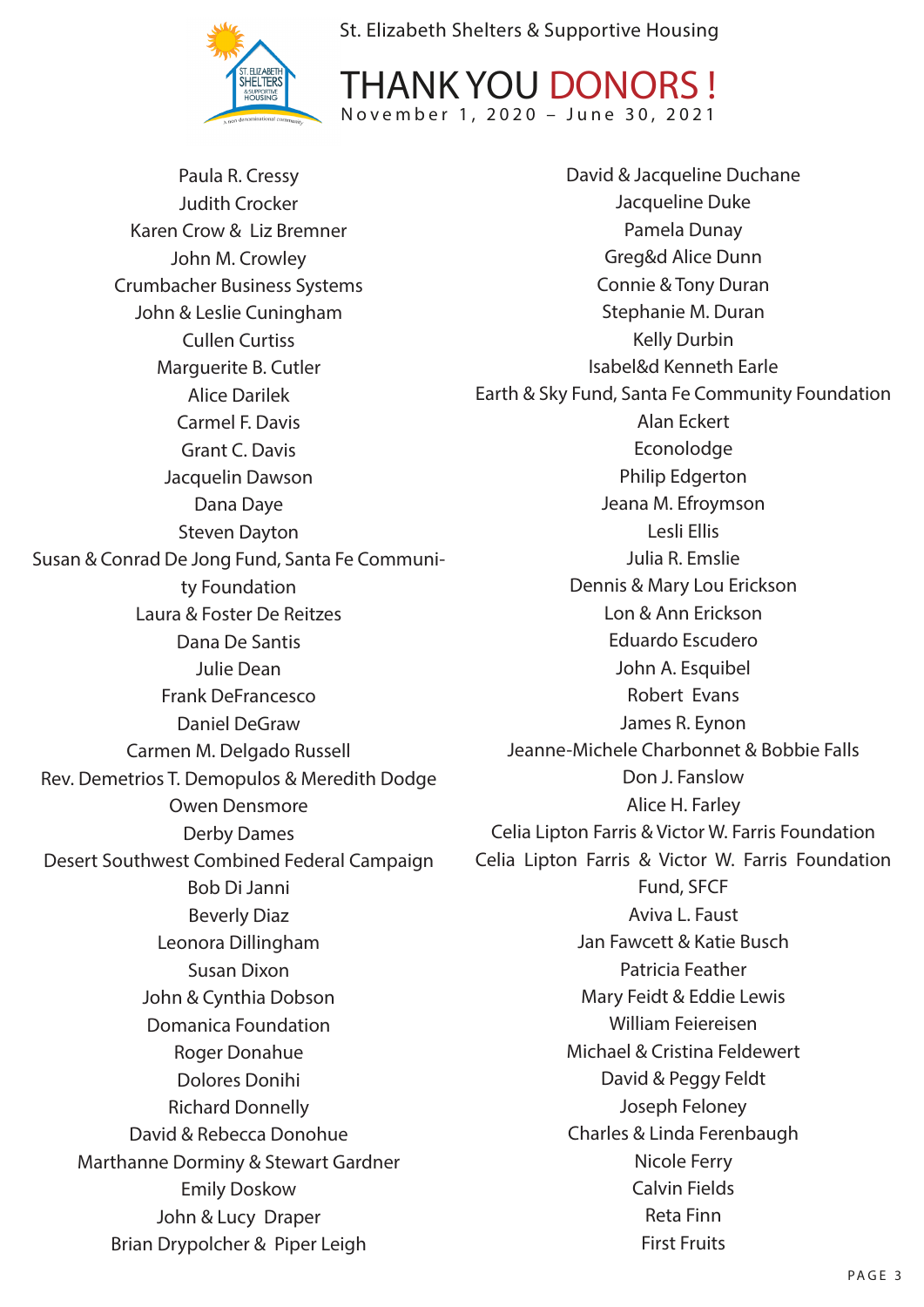St. Elizabeth Shelters & Supportive Housing

# THANK YOU DONORS !

November 1, 2020 – June 30, 2021

Paula R. Cressy
Judith Crocker
Karen Crow & Liz Bremner
John M. Crowley
Crumbacher Business Systems
John & Leslie Cuningham
Cullen Curtiss
Marguerite B. Cutler
Alice Darilek
Carmel F. Davis
Grant C. Davis
Jacquelin Dawson
Dana Daye
Steven Dayton
Susan & Conrad De Jong Fund, Santa Fe Community Foundation
Laura & Foster De Reitzes
Dana De Santis
Julie Dean
Frank DeFrancesco
Daniel DeGraw
Carmen M. Delgado Russell
Rev. Demetrios T. Demopulos & Meredith Dodge
Owen Densmore
Derby Dames
Desert Southwest Combined Federal Campaign
Bob Di Janni
Beverly Diaz
Leonora Dillingham
Susan Dixon
John & Cynthia Dobson
Domanica Foundation
Roger Donahue
Dolores Donihi
Richard Donnelly
David & Rebecca Donohue
Marthanne Dorminy & Stewart Gardner
Emily Doskow
John & Lucy Draper
Brian Drypolcher & Piper Leigh
David & Jacqueline Duchane
Jacqueline Duke
Pamela Dunay
Greg&d Alice Dunn
Connie & Tony Duran
Stephanie M. Duran
Kelly Durbin
Isabel&d Kenneth Earle
Earth & Sky Fund, Santa Fe Community Foundation
Alan Eckert
Econolodge
Philip Edgerton
Jeana M. Efroymson
Lesli Ellis
Julia R. Emslie
Dennis & Mary Lou Erickson
Lon & Ann Erickson
Eduardo Escudero
John A. Esquibel
Robert Evans
James R. Eynon
Jeanne-Michele Charbonnet & Bobbie Falls
Don J. Fanslow
Alice H. Farley
Celia Lipton Farris & Victor W. Farris Foundation
Celia Lipton Farris & Victor W. Farris Foundation Fund, SFCF
Aviva L. Faust
Jan Fawcett & Katie Busch
Patricia Feather
Mary Feidt & Eddie Lewis
William Feiereisen
Michael & Cristina Feldewert
David & Peggy Feldt
Joseph Feloney
Charles & Linda Ferenbaugh
Nicole Ferry
Calvin Fields
Reta Finn
First Fruits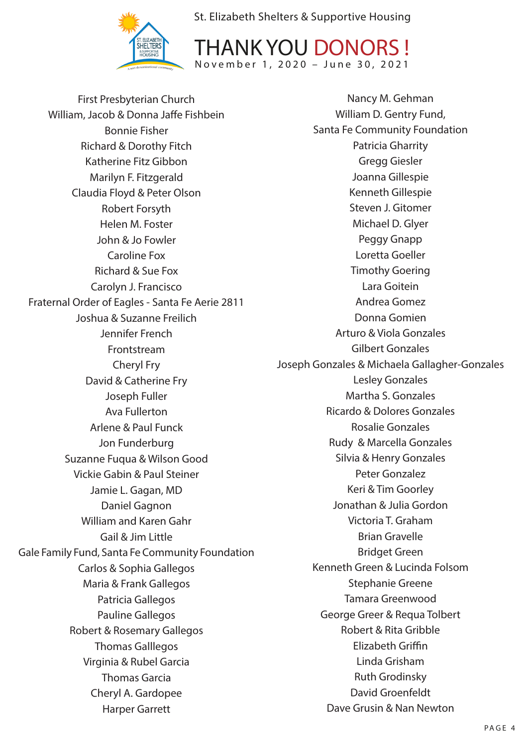St. Elizabeth Shelters & Supportive Housing

# THANK YOU DONORS !

November 1, 2020 – June 30, 2021

First Presbyterian Church
William, Jacob & Donna Jaffe Fishbein
Bonnie Fisher
Richard & Dorothy Fitch
Katherine Fitz Gibbon
Marilyn F. Fitzgerald
Claudia Floyd & Peter Olson
Robert Forsyth
Helen M. Foster
John & Jo Fowler
Caroline Fox
Richard & Sue Fox
Carolyn J. Francisco
Fraternal Order of Eagles - Santa Fe Aerie 2811
Joshua & Suzanne Freilich
Jennifer French
Frontstream
Cheryl Fry
David & Catherine Fry
Joseph Fuller
Ava Fullerton
Arlene & Paul Funck
Jon Funderburg
Suzanne Fuqua & Wilson Good
Vickie Gabin & Paul Steiner
Jamie L. Gagan, MD
Daniel Gagnon
William and Karen Gahr
Gail & Jim Little
Gale Family Fund, Santa Fe Community Foundation
Carlos & Sophia Gallegos
Maria & Frank Gallegos
Patricia Gallegos
Pauline Gallegos
Robert & Rosemary Gallegos
Thomas Galllegos
Virginia & Rubel Garcia
Thomas Garcia
Cheryl A. Gardopee
Harper Garrett
Nancy M. Gehman
William D. Gentry Fund,
Santa Fe Community Foundation
Patricia Gharrity
Gregg Giesler
Joanna Gillespie
Kenneth Gillespie
Steven J. Gitomer
Michael D. Glyer
Peggy Gnapp
Loretta Goeller
Timothy Goering
Lara Goitein
Andrea Gomez
Donna Gomien
Arturo & Viola Gonzales
Gilbert Gonzales
Joseph Gonzales & Michaela Gallagher-Gonzales
Lesley Gonzales
Martha S. Gonzales
Ricardo & Dolores Gonzales
Rosalie Gonzales
Rudy & Marcella Gonzales
Silvia & Henry Gonzales
Peter Gonzalez
Keri & Tim Goorley
Jonathan & Julia Gordon
Victoria T. Graham
Brian Gravelle
Bridget Green
Kenneth Green & Lucinda Folsom
Stephanie Greene
Tamara Greenwood
George Greer & Requa Tolbert
Robert & Rita Gribble
Elizabeth Griffin
Linda Grisham
Ruth Grodinsky
David Groenfeldt
Dave Grusin & Nan Newton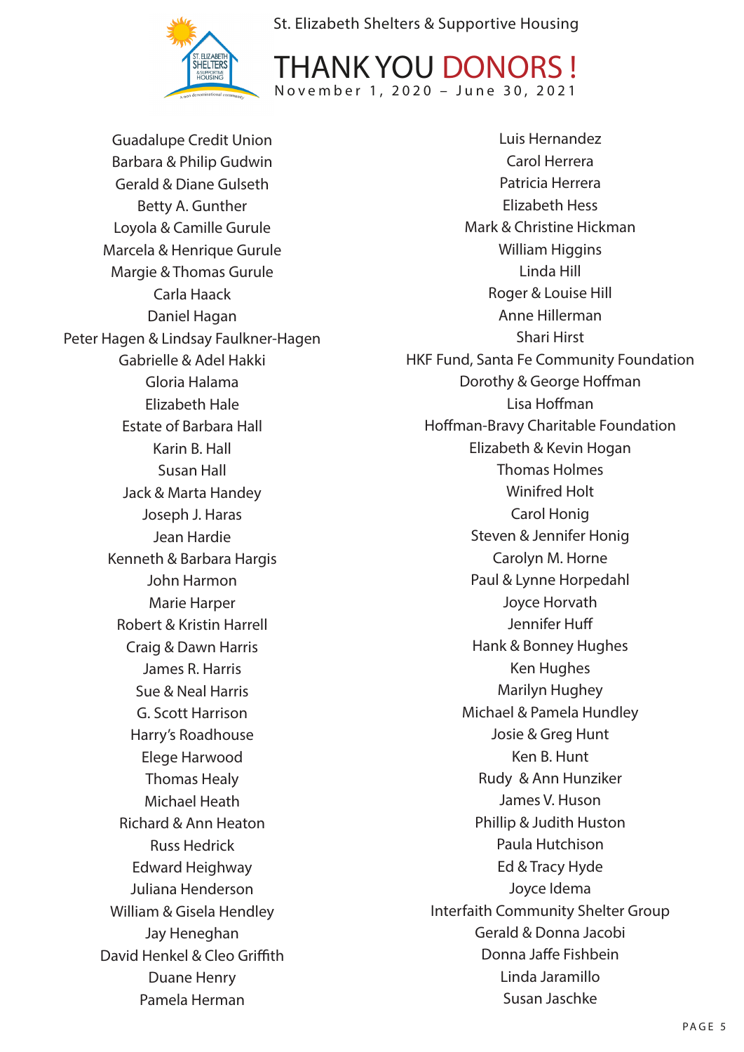St. Elizabeth Shelters & Supportive Housing

# THANK YOU DONORS !

November 1, 2020 – June 30, 2021

Guadalupe Credit Union
Barbara & Philip Gudwin
Gerald & Diane Gulseth
Betty A. Gunther
Loyola & Camille Gurule
Marcela & Henrique Gurule
Margie & Thomas Gurule
Carla Haack
Daniel Hagan
Peter Hagen & Lindsay Faulkner-Hagen
Gabrielle & Adel Hakki
Gloria Halama
Elizabeth Hale
Estate of Barbara Hall
Karin B. Hall
Susan Hall
Jack & Marta Handey
Joseph J. Haras
Jean Hardie
Kenneth & Barbara Hargis
John Harmon
Marie Harper
Robert & Kristin Harrell
Craig & Dawn Harris
James R. Harris
Sue & Neal Harris
G. Scott Harrison
Harry's Roadhouse
Elege Harwood
Thomas Healy
Michael Heath
Richard & Ann Heaton
Russ Hedrick
Edward Heighway
Juliana Henderson
William & Gisela Hendley
Jay Heneghan
David Henkel & Cleo Griffith
Duane Henry
Pamela Herman

Luis Hernandez
Carol Herrera
Patricia Herrera
Elizabeth Hess
Mark & Christine Hickman
William Higgins
Linda Hill
Roger & Louise Hill
Anne Hillerman
Shari Hirst
HKF Fund, Santa Fe Community Foundation
Dorothy & George Hoffman
Lisa Hoffman
Hoffman-Bravy Charitable Foundation
Elizabeth & Kevin Hogan
Thomas Holmes
Winifred Holt
Carol Honig
Steven & Jennifer Honig
Carolyn M. Horne
Paul & Lynne Horpedahl
Joyce Horvath
Jennifer Huff
Hank & Bonney Hughes
Ken Hughes
Marilyn Hughey
Michael & Pamela Hundley
Josie & Greg Hunt
Ken B. Hunt
Rudy & Ann Hunziker
James V. Huson
Phillip & Judith Huston
Paula Hutchison
Ed & Tracy Hyde
Joyce Idema
Interfaith Community Shelter Group
Gerald & Donna Jacobi
Donna Jaffe Fishbein
Linda Jaramillo
Susan Jaschke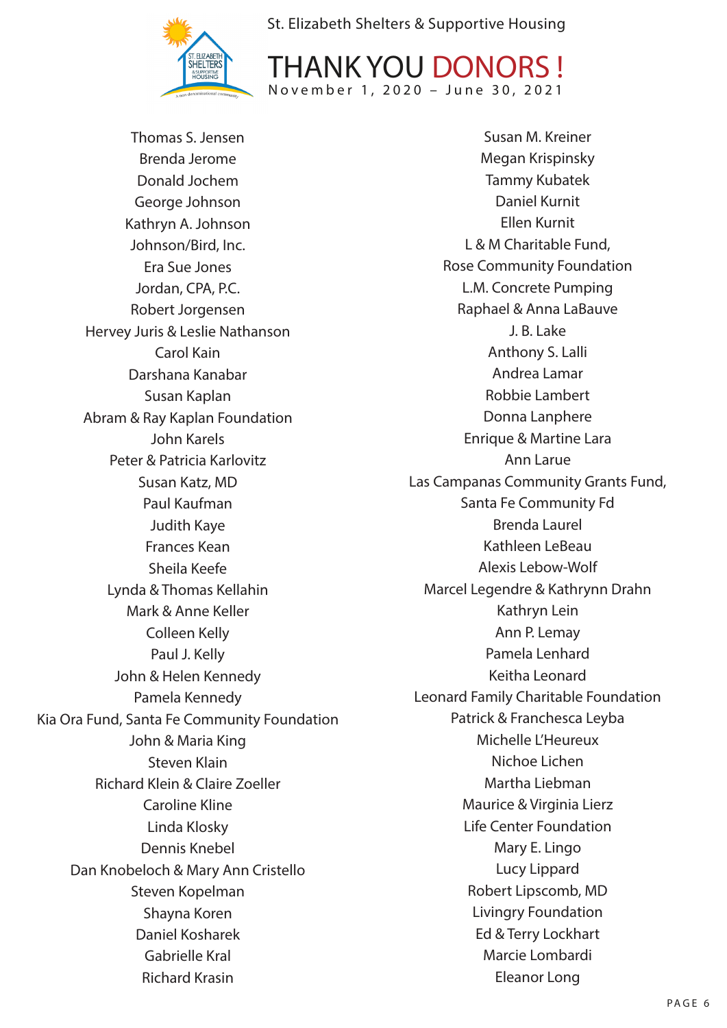St. Elizabeth Shelters & Supportive Housing

# THANK YOU DONORS !

November 1, 2020 – June 30, 2021

Thomas S. Jensen
Brenda Jerome
Donald Jochem
George Johnson
Kathryn A. Johnson
Johnson/Bird, Inc.
Era Sue Jones
Jordan, CPA, P.C.
Robert Jorgensen
Hervey Juris & Leslie Nathanson
Carol Kain
Darshana Kanabar
Susan Kaplan
Abram & Ray Kaplan Foundation
John Karels
Peter & Patricia Karlovitz
Susan Katz, MD
Paul Kaufman
Judith Kaye
Frances Kean
Sheila Keefe
Lynda & Thomas Kellahin
Mark & Anne Keller
Colleen Kelly
Paul J. Kelly
John & Helen Kennedy
Pamela Kennedy
Kia Ora Fund, Santa Fe Community Foundation
John & Maria King
Steven Klain
Richard Klein & Claire Zoeller
Caroline Kline
Linda Klosky
Dennis Knebel
Dan Knobeloch & Mary Ann Cristello
Steven Kopelman
Shayna Koren
Daniel Kosharek
Gabrielle Kral
Richard Krasin
Susan M. Kreiner
Megan Krispinsky
Tammy Kubatek
Daniel Kurnit
Ellen Kurnit
L & M Charitable Fund,
Rose Community Foundation
L.M. Concrete Pumping
Raphael & Anna LaBauve
J. B. Lake
Anthony S. Lalli
Andrea Lamar
Robbie Lambert
Donna Lanphere
Enrique & Martine Lara
Ann Larue
Las Campanas Community Grants Fund,
Santa Fe Community Fd
Brenda Laurel
Kathleen LeBeau
Alexis Lebow-Wolf
Marcel Legendre & Kathrynn Drahn
Kathryn Lein
Ann P. Lemay
Pamela Lenhard
Keitha Leonard
Leonard Family Charitable Foundation
Patrick & Franchesca Leyba
Michelle L'Heureux
Nichoe Lichen
Martha Liebman
Maurice & Virginia Lierz
Life Center Foundation
Mary E. Lingo
Lucy Lippard
Robert Lipscomb, MD
Livingry Foundation
Ed & Terry Lockhart
Marcie Lombardi
Eleanor Long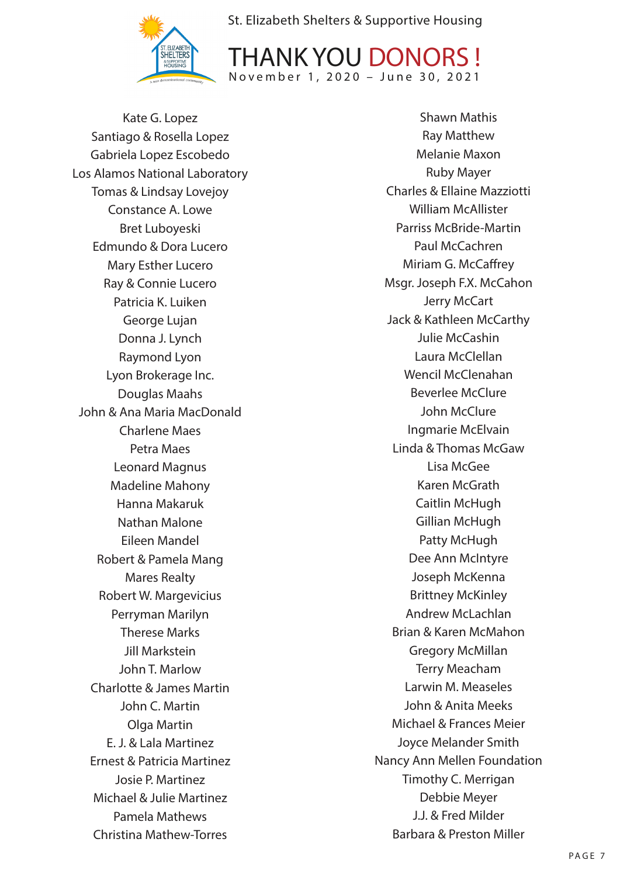St. Elizabeth Shelters & Supportive Housing

# THANK YOU DONORS !

November 1, 2020 – June 30, 2021

Kate G. Lopez
Santiago & Rosella Lopez
Gabriela Lopez Escobedo
Los Alamos National Laboratory
Tomas & Lindsay Lovejoy
Constance A. Lowe
Bret Luboyeski
Edmundo & Dora Lucero
Mary Esther Lucero
Ray & Connie Lucero
Patricia K. Luiken
George Lujan
Donna J. Lynch
Raymond Lyon
Lyon Brokerage Inc.
Douglas Maahs
John & Ana Maria MacDonald
Charlene Maes
Petra Maes
Leonard Magnus
Madeline Mahony
Hanna Makaruk
Nathan Malone
Eileen Mandel
Robert & Pamela Mang
Mares Realty
Robert W. Margevicius
Perryman Marilyn
Therese Marks
Jill Markstein
John T. Marlow
Charlotte & James Martin
John C. Martin
Olga Martin
E. J. & Lala Martinez
Ernest & Patricia Martinez
Josie P. Martinez
Michael & Julie Martinez
Pamela Mathews
Christina Mathew-Torres
Shawn Mathis
Ray Matthew
Melanie Maxon
Ruby Mayer
Charles & Ellaine Mazziotti
William McAllister
Parriss McBride-Martin
Paul McCachren
Miriam G. McCaffrey
Msgr. Joseph F.X. McCahon
Jerry McCart
Jack & Kathleen McCarthy
Julie McCashin
Laura McClellan
Wencil McClenahan
Beverlee McClure
John McClure
Ingmarie McElvain
Linda & Thomas McGaw
Lisa McGee
Karen McGrath
Caitlin McHugh
Gillian McHugh
Patty McHugh
Dee Ann McIntyre
Joseph McKenna
Brittney McKinley
Andrew McLachlan
Brian & Karen McMahon
Gregory McMillan
Terry Meacham
Larwin M. Measeles
John & Anita Meeks
Michael & Frances Meier
Joyce Melander Smith
Nancy Ann Mellen Foundation
Timothy C. Merrigan
Debbie Meyer
J.J. & Fred Milder
Barbara & Preston Miller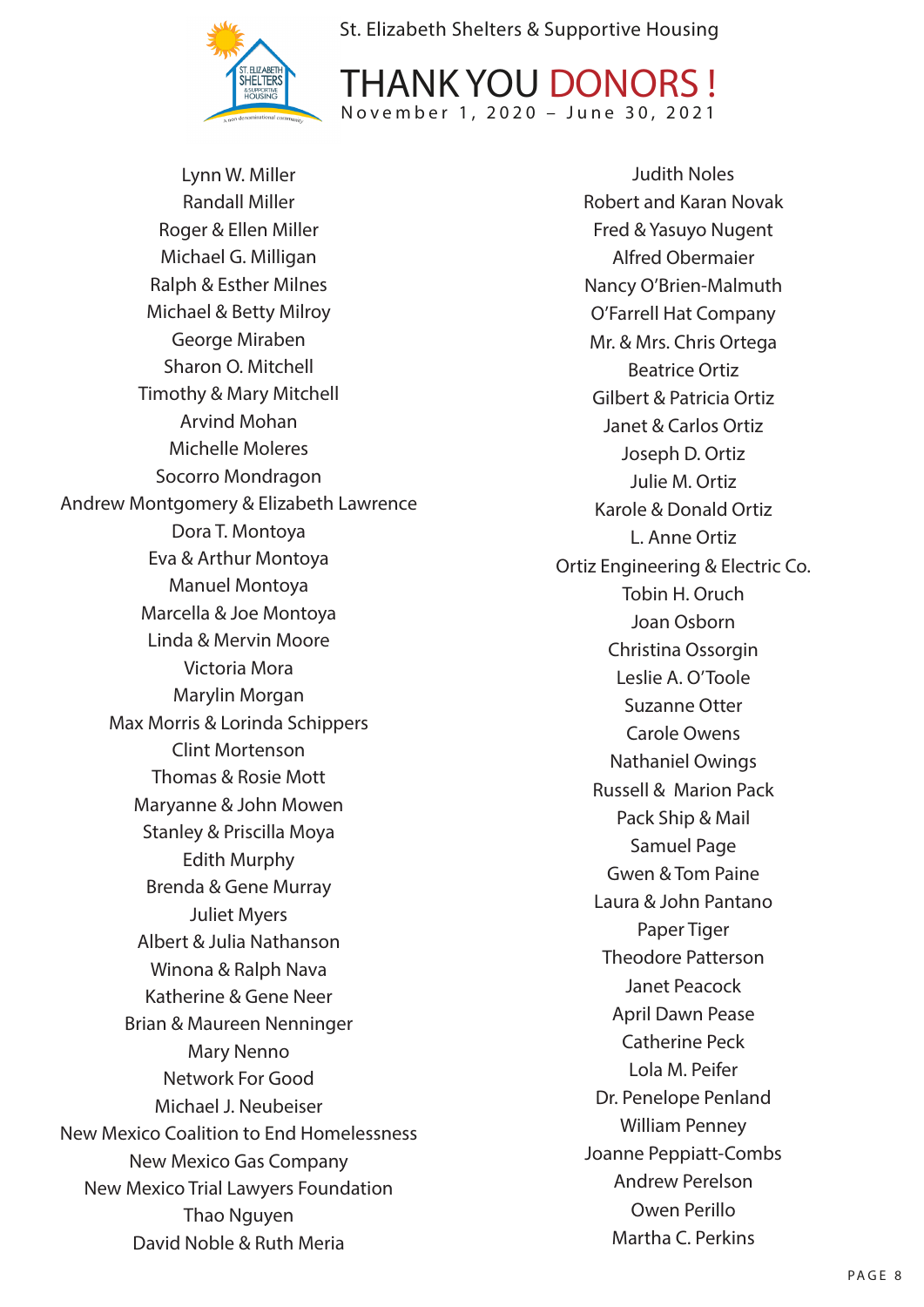St. Elizabeth Shelters & Supportive Housing

# THANK YOU DONORS !

November 1, 2020 – June 30, 2021

Lynn W. Miller
Randall Miller
Roger & Ellen Miller
Michael G. Milligan
Ralph & Esther Milnes
Michael & Betty Milroy
George Miraben
Sharon O. Mitchell
Timothy & Mary Mitchell
Arvind Mohan
Michelle Moleres
Socorro Mondragon
Andrew Montgomery & Elizabeth Lawrence
Dora T. Montoya
Eva & Arthur Montoya
Manuel Montoya
Marcella & Joe Montoya
Linda & Mervin Moore
Victoria Mora
Marylin Morgan
Max Morris & Lorinda Schippers
Clint Mortenson
Thomas & Rosie Mott
Maryanne & John Mowen
Stanley & Priscilla Moya
Edith Murphy
Brenda & Gene Murray
Juliet Myers
Albert & Julia Nathanson
Winona & Ralph Nava
Katherine & Gene Neer
Brian & Maureen Nenninger
Mary Nenno
Network For Good
Michael J. Neubeiser
New Mexico Coalition to End Homelessness
New Mexico Gas Company
New Mexico Trial Lawyers Foundation
Thao Nguyen
David Noble & Ruth Meria

Judith Noles
Robert and Karan Novak
Fred & Yasuyo Nugent
Alfred Obermaier
Nancy O'Brien-Malmuth
O'Farrell Hat Company
Mr. & Mrs. Chris Ortega
Beatrice Ortiz
Gilbert & Patricia Ortiz
Janet & Carlos Ortiz
Joseph D. Ortiz
Julie M. Ortiz
Karole & Donald Ortiz
L. Anne Ortiz
Ortiz Engineering & Electric Co.
Tobin H. Oruch
Joan Osborn
Christina Ossorgin
Leslie A. O'Toole
Suzanne Otter
Carole Owens
Nathaniel Owings
Russell & Marion Pack
Pack Ship & Mail
Samuel Page
Gwen & Tom Paine
Laura & John Pantano
Paper Tiger
Theodore Patterson
Janet Peacock
April Dawn Pease
Catherine Peck
Lola M. Peifer
Dr. Penelope Penland
William Penney
Joanne Peppiatt-Combs
Andrew Perelson
Owen Perillo
Martha C. Perkins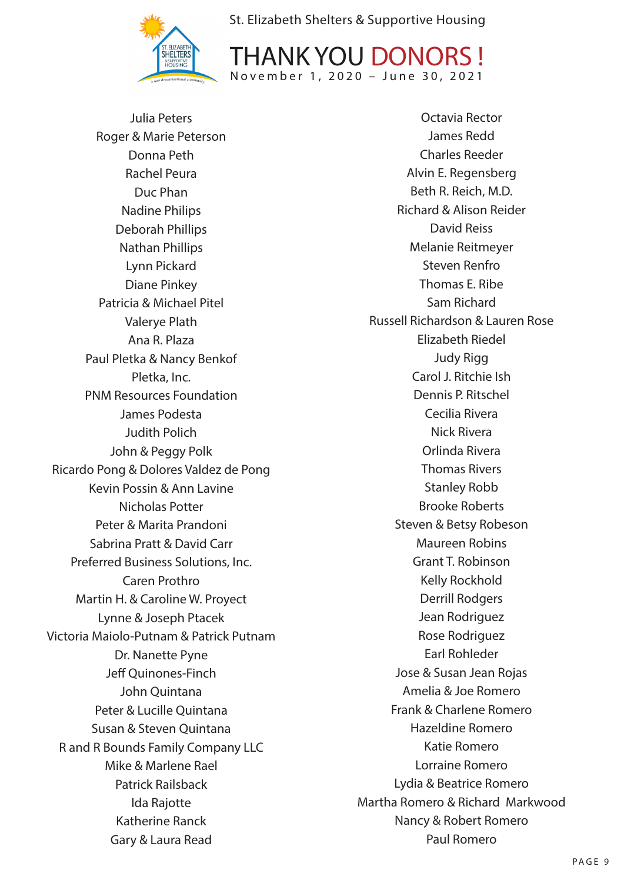# THANK YOU DONORS !

November 1, 2020 – June 30, 2021

Julia Peters
Roger & Marie Peterson
Donna Peth
Rachel Peura
Duc Phan
Nadine Philips
Deborah Phillips
Nathan Phillips
Lynn Pickard
Diane Pinkey
Patricia & Michael Pitel
Valerye Plath
Ana R. Plaza
Paul Pletka & Nancy Benkof
Pletka, Inc.
PNM Resources Foundation
James Podesta
Judith Polich
John & Peggy Polk
Ricardo Pong & Dolores Valdez de Pong
Kevin Possin & Ann Lavine
Nicholas Potter
Peter & Marita Prandoni
Sabrina Pratt & David Carr
Preferred Business Solutions, Inc.
Caren Prothro
Martin H. & Caroline W. Proyect
Lynne & Joseph Ptacek
Victoria Maiolo-Putnam & Patrick Putnam
Dr. Nanette Pyne
Jeff Quinones-Finch
John Quintana
Peter & Lucille Quintana
Susan & Steven Quintana
R and R Bounds Family Company LLC
Mike & Marlene Rael
Patrick Railsback
Ida Rajotte
Katherine Ranck
Gary & Laura Read
Octavia Rector
James Redd
Charles Reeder
Alvin E. Regensberg
Beth R. Reich, M.D.
Richard & Alison Reider
David Reiss
Melanie Reitmeyer
Steven Renfro
Thomas E. Ribe
Sam Richard
Russell Richardson & Lauren Rose
Elizabeth Riedel
Judy Rigg
Carol J. Ritchie Ish
Dennis P. Ritschel
Cecilia Rivera
Nick Rivera
Orlinda Rivera
Thomas Rivers
Stanley Robb
Brooke Roberts
Steven & Betsy Robeson
Maureen Robins
Grant T. Robinson
Kelly Rockhold
Derrill Rodgers
Jean Rodriguez
Rose Rodriguez
Earl Rohleder
Jose & Susan Jean Rojas
Amelia & Joe Romero
Frank & Charlene Romero
Hazeldine Romero
Katie Romero
Lorraine Romero
Lydia & Beatrice Romero
Martha Romero & Richard Markwood
Nancy & Robert Romero
Paul Romero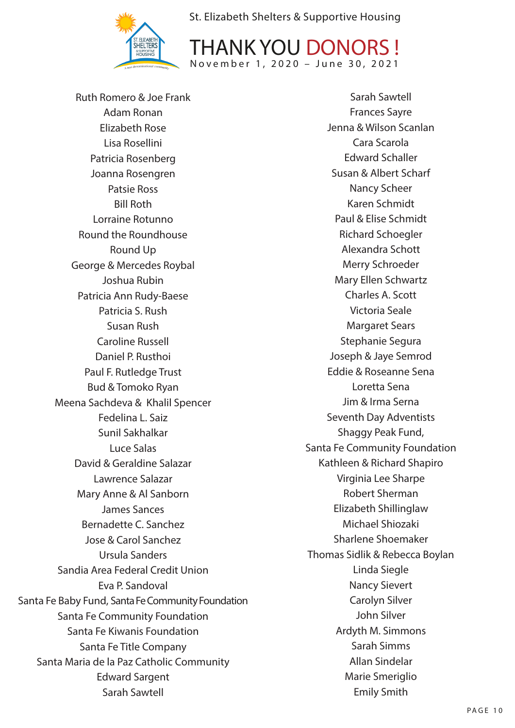St. Elizabeth Shelters & Supportive Housing

# THANK YOU DONORS !

November 1, 2020 – June 30, 2021

Ruth Romero & Joe Frank
Adam Ronan
Elizabeth Rose
Lisa Rosellini
Patricia Rosenberg
Joanna Rosengren
Patsie Ross
Bill Roth
Lorraine Rotunno
Round the Roundhouse
Round Up
George & Mercedes Roybal
Joshua Rubin
Patricia Ann Rudy-Baese
Patricia S. Rush
Susan Rush
Caroline Russell
Daniel P. Rusthoi
Paul F. Rutledge Trust
Bud & Tomoko Ryan
Meena Sachdeva & Khalil Spencer
Fedelina L. Saiz
Sunil Sakhalkar
Luce Salas
David & Geraldine Salazar
Lawrence Salazar
Mary Anne & Al Sanborn
James Sances
Bernadette C. Sanchez
Jose & Carol Sanchez
Ursula Sanders
Sandia Area Federal Credit Union
Eva P. Sandoval
Santa Fe Baby Fund, Santa Fe Community Foundation
Santa Fe Community Foundation
Santa Fe Kiwanis Foundation
Santa Fe Title Company
Santa Maria de la Paz Catholic Community
Edward Sargent
Sarah Sawtell
Sarah Sawtell
Frances Sayre
Jenna & Wilson Scanlan
Cara Scarola
Edward Schaller
Susan & Albert Scharf
Nancy Scheer
Karen Schmidt
Paul & Elise Schmidt
Richard Schoegler
Alexandra Schott
Merry Schroeder
Mary Ellen Schwartz
Charles A. Scott
Victoria Seale
Margaret Sears
Stephanie Segura
Joseph & Jaye Semrod
Eddie & Roseanne Sena
Loretta Sena
Jim & Irma Serna
Seventh Day Adventists
Shaggy Peak Fund,
Santa Fe Community Foundation
Kathleen & Richard Shapiro
Virginia Lee Sharpe
Robert Sherman
Elizabeth Shillinglaw
Michael Shiozaki
Sharlene Shoemaker
Thomas Sidlik & Rebecca Boylan
Linda Siegle
Nancy Sievert
Carolyn Silver
John Silver
Ardyth M. Simmons
Sarah Simms
Allan Sindelar
Marie Smeriglio
Emily Smith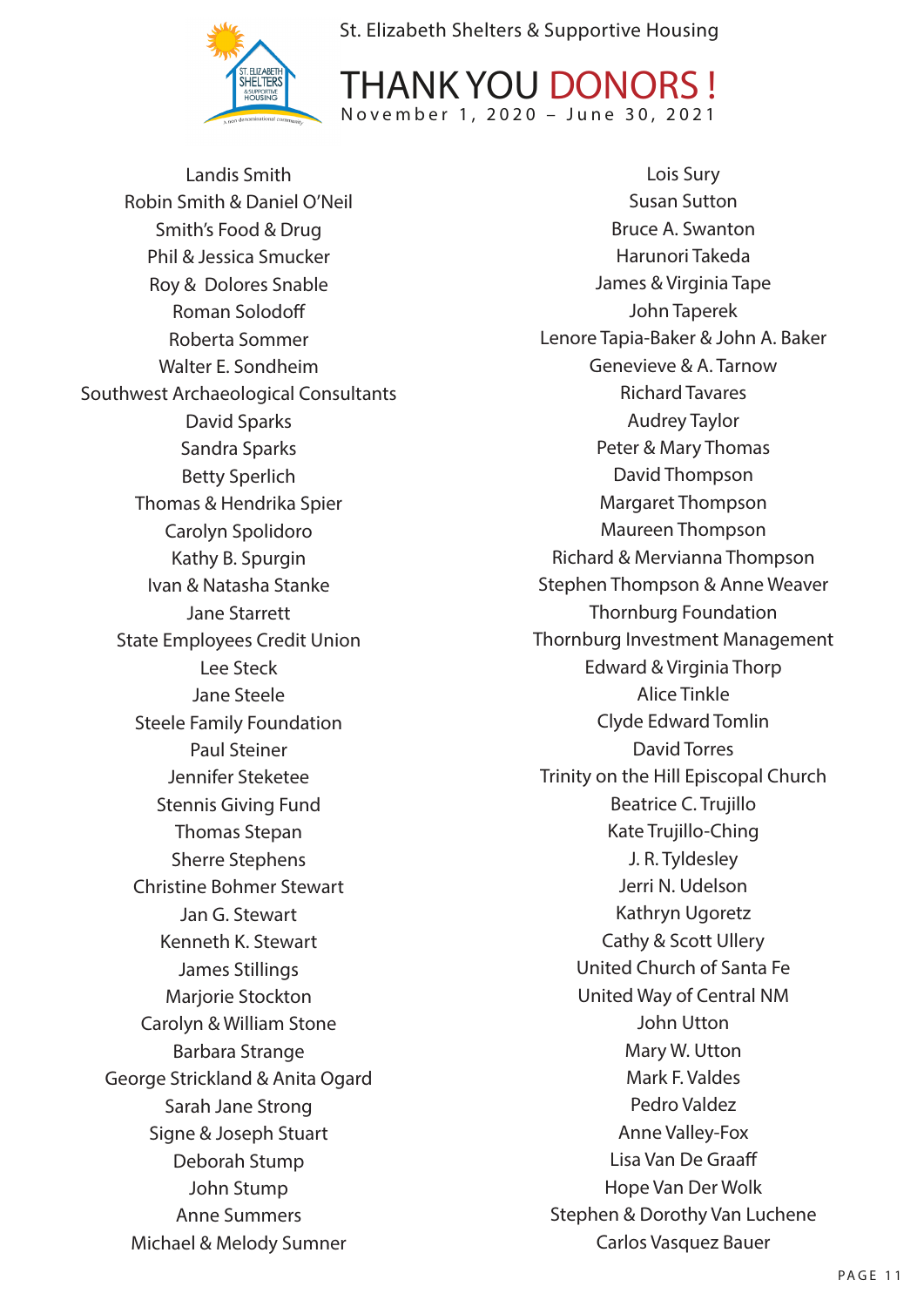St. Elizabeth Shelters & Supportive Housing

# THANK YOU DONORS !

November 1, 2020 – June 30, 2021

Landis Smith
Robin Smith & Daniel O'Neil
Smith's Food & Drug
Phil & Jessica Smucker
Roy & Dolores Snable
Roman Solodoff
Roberta Sommer
Walter E. Sondheim
Southwest Archaeological Consultants
David Sparks
Sandra Sparks
Betty Sperlich
Thomas & Hendrika Spier
Carolyn Spolidoro
Kathy B. Spurgin
Ivan & Natasha Stanke
Jane Starrett
State Employees Credit Union
Lee Steck
Jane Steele
Steele Family Foundation
Paul Steiner
Jennifer Steketee
Stennis Giving Fund
Thomas Stepan
Sherre Stephens
Christine Bohmer Stewart
Jan G. Stewart
Kenneth K. Stewart
James Stillings
Marjorie Stockton
Carolyn & William Stone
Barbara Strange
George Strickland & Anita Ogard
Sarah Jane Strong
Signe & Joseph Stuart
Deborah Stump
John Stump
Anne Summers
Michael & Melody Sumner
Lois Sury
Susan Sutton
Bruce A. Swanton
Harunori Takeda
James & Virginia Tape
John Taperek
Lenore Tapia-Baker & John A. Baker
Genevieve & A. Tarnow
Richard Tavares
Audrey Taylor
Peter & Mary Thomas
David Thompson
Margaret Thompson
Maureen Thompson
Richard & Mervianna Thompson
Stephen Thompson & Anne Weaver
Thornburg Foundation
Thornburg Investment Management
Edward & Virginia Thorp
Alice Tinkle
Clyde Edward Tomlin
David Torres
Trinity on the Hill Episcopal Church
Beatrice C. Trujillo
Kate Trujillo-Ching
J. R. Tyldesley
Jerri N. Udelson
Kathryn Ugoretz
Cathy & Scott Ullery
United Church of Santa Fe
United Way of Central NM
John Utton
Mary W. Utton
Mark F. Valdes
Pedro Valdez
Anne Valley-Fox
Lisa Van De Graaff
Hope Van Der Wolk
Stephen & Dorothy Van Luchene
Carlos Vasquez Bauer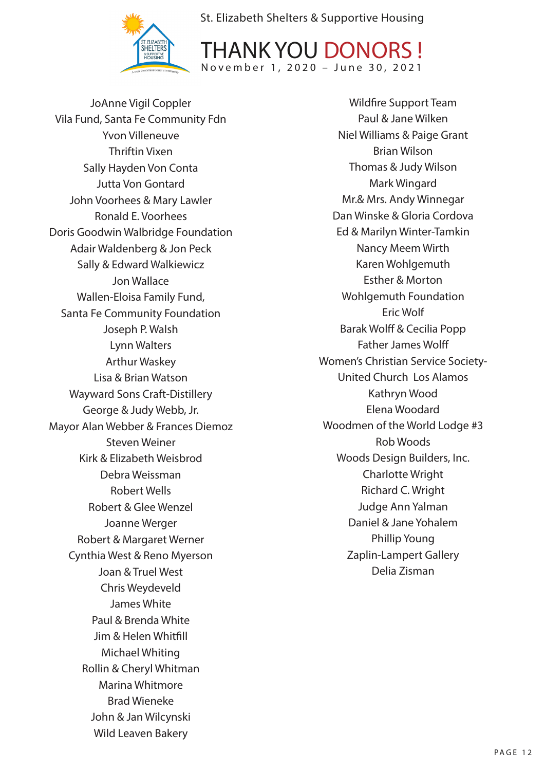St. Elizabeth Shelters & Supportive Housing

# THANK YOU DONORS !

November 1, 2020 – June 30, 2021

JoAnne Vigil Coppler
Vila Fund, Santa Fe Community Fdn
Yvon Villeneuve
Thriftin Vixen
Sally Hayden Von Conta
Jutta Von Gontard
John Voorhees & Mary Lawler
Ronald E. Voorhees
Doris Goodwin Walbridge Foundation
Adair Waldenberg & Jon Peck
Sally & Edward Walkiewicz
Jon Wallace
Wallen-Eloisa Family Fund,
Santa Fe Community Foundation
Joseph P. Walsh
Lynn Walters
Arthur Waskey
Lisa & Brian Watson
Wayward Sons Craft-Distillery
George & Judy Webb, Jr.
Mayor Alan Webber & Frances Diemoz
Steven Weiner
Kirk & Elizabeth Weisbrod
Debra Weissman
Robert Wells
Robert & Glee Wenzel
Joanne Werger
Robert & Margaret Werner
Cynthia West & Reno Myerson
Joan & Truel West
Chris Weydeveld
James White
Paul & Brenda White
Jim & Helen Whitfill
Michael Whiting
Rollin & Cheryl Whitman
Marina Whitmore
Brad Wieneke
John & Jan Wilcynski
Wild Leaven Bakery
Wildfire Support Team
Paul & Jane Wilken
Niel Williams & Paige Grant
Brian Wilson
Thomas & Judy Wilson
Mark Wingard
Mr.& Mrs. Andy Winnegar
Dan Winske & Gloria Cordova
Ed & Marilyn Winter-Tamkin
Nancy Meem Wirth
Karen Wohlgemuth
Esther & Morton
Wohlgemuth Foundation
Eric Wolf
Barak Wolff & Cecilia Popp
Father James Wolff
Women's Christian Service Society-
United Church Los Alamos
Kathryn Wood
Elena Woodard
Woodmen of the World Lodge #3
Rob Woods
Woods Design Builders, Inc.
Charlotte Wright
Richard C. Wright
Judge Ann Yalman
Daniel & Jane Yohalem
Phillip Young
Zaplin-Lampert Gallery
Delia Zisman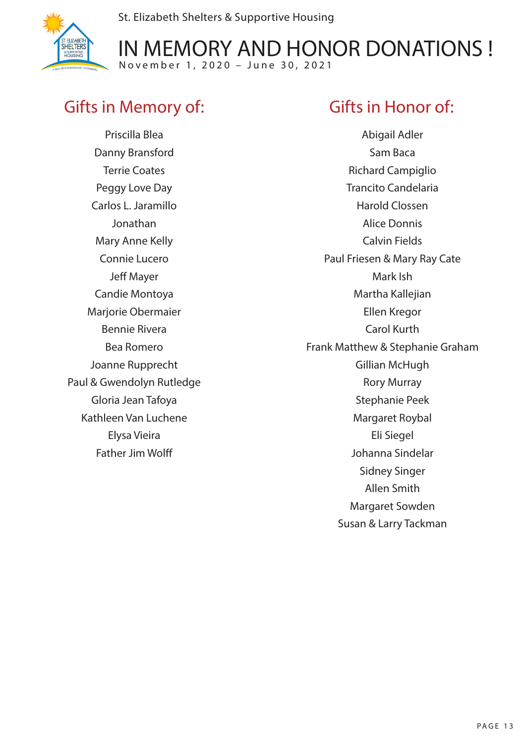St. Elizabeth Shelters & Supportive Housing

# IN MEMORY AND HONOR DONATIONS !

November 1, 2020 – June 30, 2021

## Gifts in Memory of:

Priscilla Blea
Danny Bransford
Terrie Coates
Peggy Love Day
Carlos L. Jaramillo
Jonathan
Mary Anne Kelly
Connie Lucero
Jeff Mayer
Candie Montoya
Marjorie Obermaier
Bennie Rivera
Bea Romero
Joanne Rupprecht
Paul & Gwendolyn Rutledge
Gloria Jean Tafoya
Kathleen Van Luchene
Elysa Vieira
Father Jim Wolff

## Gifts in Honor of:

Abigail Adler
Sam Baca
Richard Campiglio
Trancito Candelaria
Harold Clossen
Alice Donnis
Calvin Fields
Paul Friesen & Mary Ray Cate
Mark Ish
Martha Kallejian
Ellen Kregor
Carol Kurth
Frank Matthew & Stephanie Graham
Gillian McHugh
Rory Murray
Stephanie Peek
Margaret Roybal
Eli Siegel
Johanna Sindelar
Sidney Singer
Allen Smith
Margaret Sowden
Susan & Larry Tackman